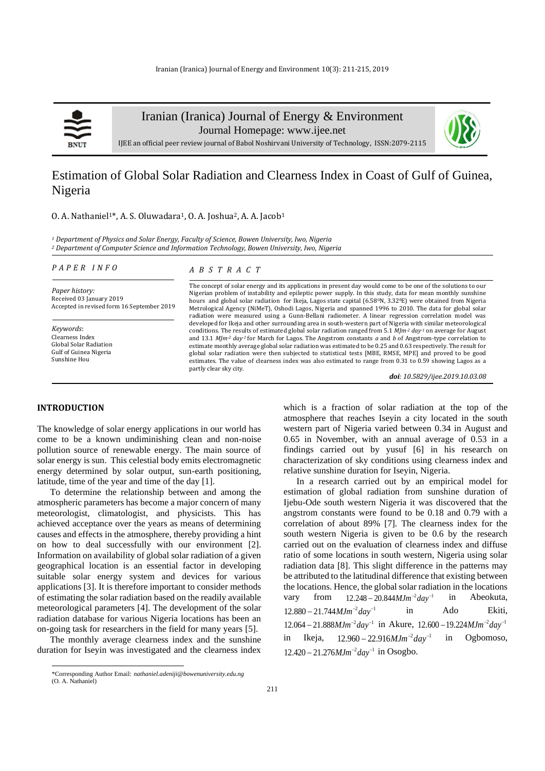# Estimation of Global Solar Radiation and Clearness Index in Coast of Gulf of Guinea, Nigeria

O. A. Nathaniel[1]*, A. S. Oluwadara[1], O. A. Joshua[2], A. A. Jacob[1]

*[1] Department of Physics and Solar Energy, Faculty of Science, Bowen University, Iwo, Nigeria*
*[2] Department of Computer Science and Information Technology, Bowen University, Iwo, Nigeria*

*PAPER INFO*

*Paper history:*
Received 03 January 2019
Accepted in revised form 16 September 2019

*Keywords*:
Clearness Index
Global Solar Radiation
Gulf of Guinea Nigeria
Sunshine Hou

*ABSTRACT*

The concept of solar energy and its applications in present day would come to be one of the solutions to our Nigerian problem of instability and epileptic power supply. In this study, data for mean monthly sunshine hours and global solar radiation for Ikeja, Lagos state capital (6.58°N, 3.32°E) were obtained from Nigeria Metrological Agency (NiMeT), Oshodi Lagos, Nigeria and spanned 1996 to 2010. The data for global solar radiation were measured using a Gunn-Bellani radiometer. A linear regression correlation model was developed for Ikeja and other surrounding area in south-western part of Nigeria with similar meteorological conditions. The results of estimated global solar radiation ranged from 5.1 $MJm^{-2}\ day^{-1}$ on average for August and 13.1 $MJm^{-2}\ day^{-1}$ for March for Lagos. The Angstrom constants *a* and *b* of Angstrom-type correlation to estimate monthly average global solar radiation was estimated to be 0.25 and 0.63 respectively. The result for global solar radiation were then subjected to statistical tests [MBE, RMSE, MPE] and proved to be good estimates. The value of clearness index was also estimated to range from 0.31 to 0.59 showing Lagos as a partly clear sky city.

***doi**: 10.5829/ijee.2019.10.03.08*

## INTRODUCTION

The knowledge of solar energy applications in our world has come to be a known undiminishing clean and non-noise pollution source of renewable energy. The main source of solar energy is sun. This celestial body emits electromagnetic energy determined by solar output, sun-earth positioning, latitude, time of the year and time of the day [1].

To determine the relationship between and among the atmospheric parameters has become a major concern of many meteorologist, climatologist, and physicists. This has achieved acceptance over the years as means of determining causes and effects in the atmosphere, thereby providing a hint on how to deal successfully with our environment [2]. Information on availability of global solar radiation of a given geographical location is an essential factor in developing suitable solar energy system and devices for various applications [3]. It is therefore important to consider methods of estimating the solar radiation based on the readily available meteorological parameters [4]. The development of the solar radiation database for various Nigeria locations has been an on-going task for researchers in the field for many years [5].

The monthly average clearness index and the sunshine duration for Iseyin was investigated and the clearness index which is a fraction of solar radiation at the top of the atmosphere that reaches Iseyin a city located in the south western part of Nigeria varied between 0.34 in August and 0.65 in November, with an annual average of 0.53 in a findings carried out by yusuf [6] in his research on characterization of sky conditions using clearness index and relative sunshine duration for Iseyin, Nigeria.

In a research carried out by an empirical model for estimation of global radiation from sunshine duration of Ijebu-Ode south western Nigeria it was discovered that the angstrom constants were found to be 0.18 and 0.79 with a correlation of about 89% [7]. The clearness index for the south western Nigeria is given to be 0.6 by the research carried out on the evaluation of clearness index and diffuse ratio of some locations in south western, Nigeria using solar radiation data [8]. This slight difference in the patterns may be attributed to the latitudinal difference that existing between the locations. Hence, the global solar radiation in the locations vary from $12.248-20.844MJm^{-2}day^{-1}$ in Abeokuta, $12.880-21.744MJm^{-2}day^{-1}$ in Ado Ekiti, $12.064-21.888MJm^{-2}day^{-1}$ in Akure, $12.600-19.224MJm^{-2}day^{-1}$ in Ikeja, $12.960-22.916MJm^{-2}day^{-1}$ in Ogbomoso, $12.420-21.276MJm^{-2}day^{-1}$ in Osogbo.

*Corresponding Author Email: *nathaniel.adeniji@bowenuniversity.edu.ng* (O. A. Nathaniel)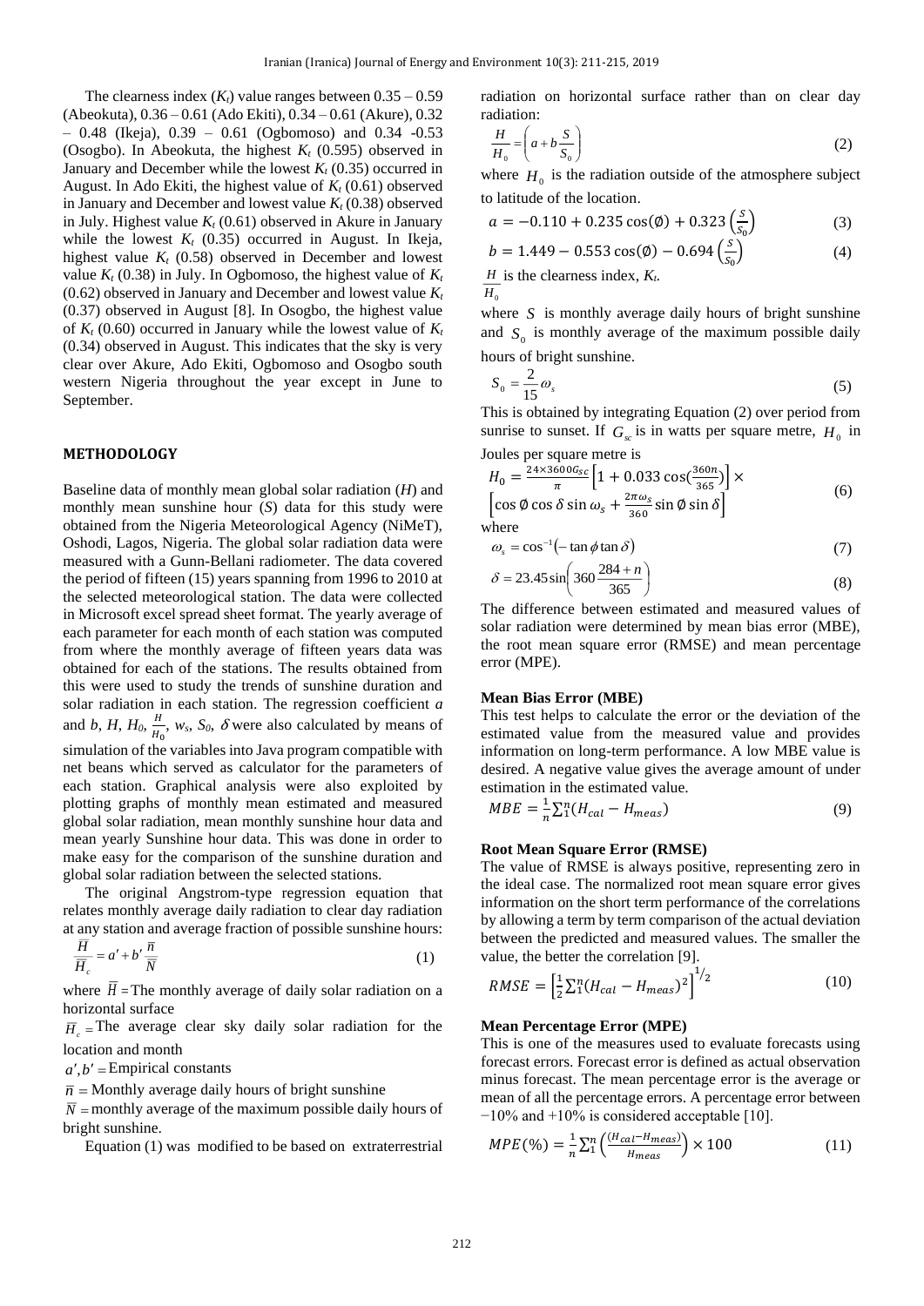The clearness index ($K_t$) value ranges between 0.35 – 0.59 (Abeokuta), 0.36 – 0.61 (Ado Ekiti), 0.34 – 0.61 (Akure), 0.32 – 0.48 (Ikeja), 0.39 – 0.61 (Ogbomoso) and 0.34 -0.53 (Osogbo). In Abeokuta, the highest $K_t$ (0.595) observed in January and December while the lowest $K_t$ (0.35) occurred in August. In Ado Ekiti, the highest value of $K_t$ (0.61) observed in January and December and lowest value $K_t$ (0.38) observed in July. Highest value $K_t$ (0.61) observed in Akure in January while the lowest $K_t$ (0.35) occurred in August. In Ikeja, highest value $K_t$ (0.58) observed in December and lowest value $K_t$ (0.38) in July. In Ogbomoso, the highest value of $K_t$ (0.62) observed in January and December and lowest value $K_t$ (0.37) observed in August [8]. In Osogbo, the highest value of $K_t$ (0.60) occurred in January while the lowest value of $K_t$ (0.34) observed in August. This indicates that the sky is very clear over Akure, Ado Ekiti, Ogbomoso and Osogbo south western Nigeria throughout the year except in June to September.

## METHODOLOGY

Baseline data of monthly mean global solar radiation ($H$) and monthly mean sunshine hour ($S$) data for this study were obtained from the Nigeria Meteorological Agency (NiMeT), Oshodi, Lagos, Nigeria. The global solar radiation data were measured with a Gunn-Bellani radiometer. The data covered the period of fifteen (15) years spanning from 1996 to 2010 at the selected meteorological station. The data were collected in Microsoft excel spread sheet format. The yearly average of each parameter for each month of each station was computed from where the monthly average of fifteen years data was obtained for each of the stations. The results obtained from this were used to study the trends of sunshine duration and solar radiation in each station. The regression coefficient $a$ and $b$, $H$, $H_0$, $\frac{H}{H_0}$, $w_s$, $S_0$, $\delta$ were also calculated by means of simulation of the variables into Java program compatible with net beans which served as calculator for the parameters of each station. Graphical analysis were also exploited by plotting graphs of monthly mean estimated and measured global solar radiation, mean monthly sunshine hour data and mean yearly Sunshine hour data. This was done in order to make easy for the comparison of the sunshine duration and global solar radiation between the selected stations.

The original Angstrom-type regression equation that relates monthly average daily radiation to clear day radiation at any station and average fraction of possible sunshine hours:

$$\frac{\overline{H}}{\overline{H}_c} = a' + b' \frac{\overline{n}}{\overline{N}} \tag{1}$$

where $\overline{H}$ = The monthly average of daily solar radiation on a horizontal surface

$\overline{H}_c$ = The average clear sky daily solar radiation for the location and month

$a', b'$ = Empirical constants

$\overline{n}$ = Monthly average daily hours of bright sunshine

$\overline{N}$ = monthly average of the maximum possible daily hours of bright sunshine.

Equation (1) was modified to be based on extraterrestrial radiation on horizontal surface rather than on clear day radiation:

$$\frac{H}{H_0} = \left( a + b\frac{S}{S_0} \right) \tag{2}$$

where $H_0$ is the radiation outside of the atmosphere subject to latitude of the location.

$$a = -0.110 + 0.235\cos(\emptyset) + 0.323\left(\frac{S}{S_0}\right) \tag{3}$$

$$b = 1.449 - 0.553\cos(\emptyset) - 0.694\left(\frac{S}{S_0}\right) \tag{4}$$

$\frac{H}{H_0}$ is the clearness index, $K_t$.

where $S$ is monthly average daily hours of bright sunshine and $S_0$ is monthly average of the maximum possible daily hours of bright sunshine.

$$S_0 = \frac{2}{15}\omega_s \tag{5}$$

This is obtained by integrating Equation (2) over period from sunrise to sunset. If $G_{sc}$ is in watts per square metre, $H_0$ in Joules per square metre is

$$H_0 = \frac{24\times3600 G_{sc}}{\pi}\left[1 + 0.033\cos\left(\frac{360n}{365}\right)\right] \times \left[\cos\emptyset\cos\delta\sin\omega_s + \frac{2\pi\omega_s}{360}\sin\emptyset\sin\delta\right] \tag{6}$$

where

$$\omega_s = \cos^{-1}(-\tan\phi\tan\delta) \tag{7}$$

$$\delta = 23.45\sin\left(360\frac{284+n}{365}\right) \tag{8}$$

The difference between estimated and measured values of solar radiation were determined by mean bias error (MBE), the root mean square error (RMSE) and mean percentage error (MPE).

### Mean Bias Error (MBE)

This test helps to calculate the error or the deviation of the estimated value from the measured value and provides information on long-term performance. A low MBE value is desired. A negative value gives the average amount of under estimation in the estimated value.

$$MBE = \frac{1}{n}\sum_1^n (H_{cal} - H_{meas}) \tag{9}$$

### Root Mean Square Error (RMSE)

The value of RMSE is always positive, representing zero in the ideal case. The normalized root mean square error gives information on the short term performance of the correlations by allowing a term by term comparison of the actual deviation between the predicted and measured values. The smaller the value, the better the correlation [9].

$$RMSE = \left[\frac{1}{2}\sum_1^n (H_{cal} - H_{meas})^2\right]^{1/2} \tag{10}$$

### Mean Percentage Error (MPE)

This is one of the measures used to evaluate forecasts using forecast errors. Forecast error is defined as actual observation minus forecast. The mean percentage error is the average or mean of all the percentage errors. A percentage error between −10% and +10% is considered acceptable [10].

$$MPE(\%) = \frac{1}{n}\sum_1^n \left(\frac{(H_{cal} - H_{meas})}{H_{meas}}\right) \times 100 \tag{11}$$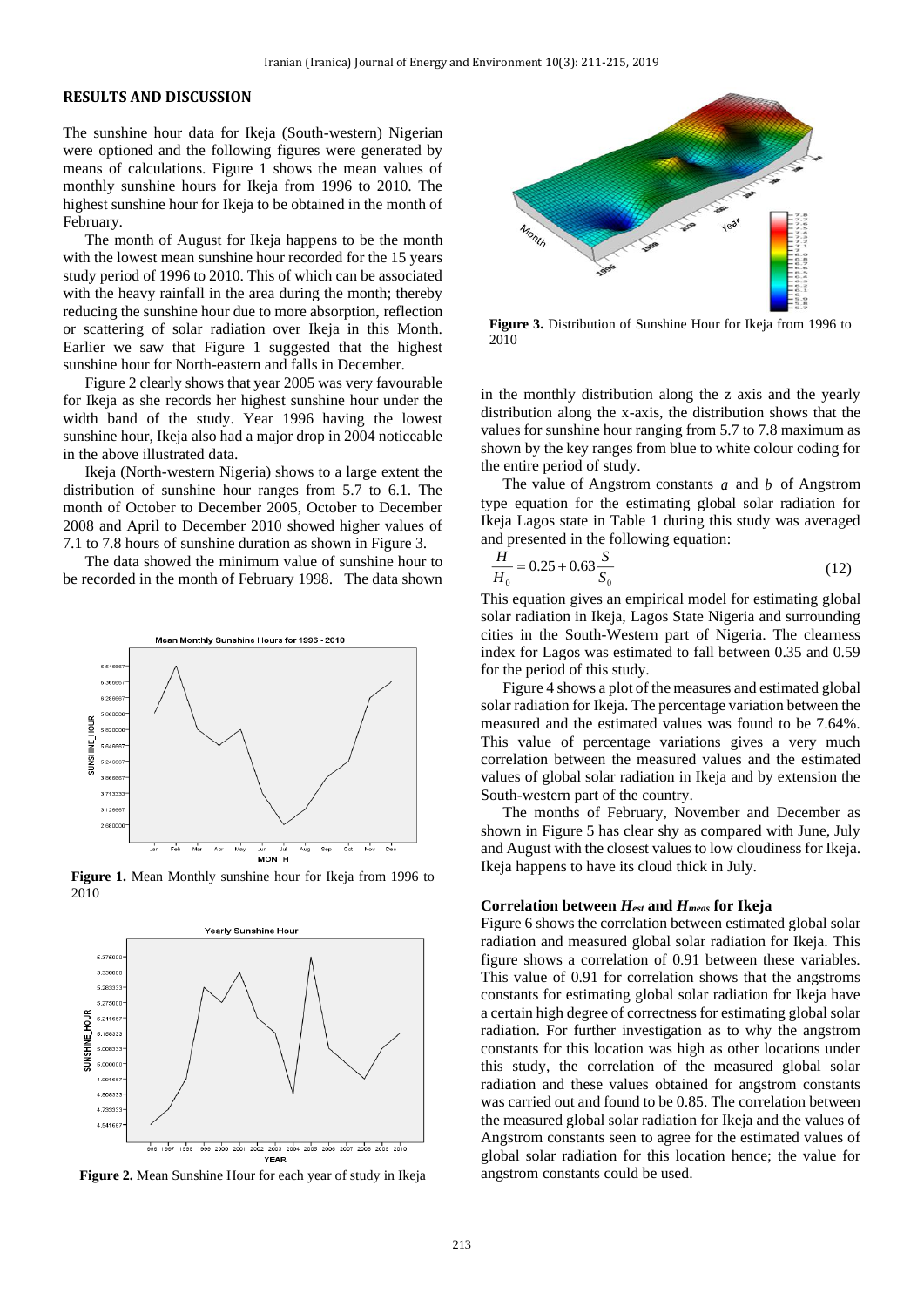## RESULTS AND DISCUSSION

The sunshine hour data for Ikeja (South-western) Nigerian were optioned and the following figures were generated by means of calculations. Figure 1 shows the mean values of monthly sunshine hours for Ikeja from 1996 to 2010. The highest sunshine hour for Ikeja to be obtained in the month of February.

The month of August for Ikeja happens to be the month with the lowest mean sunshine hour recorded for the 15 years study period of 1996 to 2010. This of which can be associated with the heavy rainfall in the area during the month; thereby reducing the sunshine hour due to more absorption, reflection or scattering of solar radiation over Ikeja in this Month. Earlier we saw that Figure 1 suggested that the highest sunshine hour for North-eastern and falls in December.

Figure 2 clearly shows that year 2005 was very favourable for Ikeja as she records her highest sunshine hour under the width band of the study. Year 1996 having the lowest sunshine hour, Ikeja also had a major drop in 2004 noticeable in the above illustrated data.

Ikeja (North-western Nigeria) shows to a large extent the distribution of sunshine hour ranges from 5.7 to 6.1. The month of October to December 2005, October to December 2008 and April to December 2010 showed higher values of 7.1 to 7.8 hours of sunshine duration as shown in Figure 3.

The data showed the minimum value of sunshine hour to be recorded in the month of February 1998. The data shown

**Figure 1.** Mean Monthly sunshine hour for Ikeja from 1996 to 2010

**Figure 2.** Mean Sunshine Hour for each year of study in Ikeja

**Figure 3.** Distribution of Sunshine Hour for Ikeja from 1996 to 2010

in the monthly distribution along the z axis and the yearly distribution along the x-axis, the distribution shows that the values for sunshine hour ranging from 5.7 to 7.8 maximum as shown by the key ranges from blue to white colour coding for the entire period of study.

The value of Angstrom constants $a$ and $b$ of Angstrom type equation for the estimating global solar radiation for Ikeja Lagos state in Table 1 during this study was averaged and presented in the following equation:

$$\frac{H}{H_0} = 0.25 + 0.63\frac{S}{S_0} \tag{12}$$

This equation gives an empirical model for estimating global solar radiation in Ikeja, Lagos State Nigeria and surrounding cities in the South-Western part of Nigeria. The clearness index for Lagos was estimated to fall between 0.35 and 0.59 for the period of this study.

Figure 4 shows a plot of the measures and estimated global solar radiation for Ikeja. The percentage variation between the measured and the estimated values was found to be 7.64%. This value of percentage variations gives a very much correlation between the measured values and the estimated values of global solar radiation in Ikeja and by extension the South-western part of the country.

The months of February, November and December as shown in Figure 5 has clear shy as compared with June, July and August with the closest values to low cloudiness for Ikeja. Ikeja happens to have its cloud thick in July.

### Correlation between $H_{est}$ and $H_{meas}$ for Ikeja

Figure 6 shows the correlation between estimated global solar radiation and measured global solar radiation for Ikeja. This figure shows a correlation of 0.91 between these variables. This value of 0.91 for correlation shows that the angstroms constants for estimating global solar radiation for Ikeja have a certain high degree of correctness for estimating global solar radiation. For further investigation as to why the angstrom constants for this location was high as other locations under this study, the correlation of the measured global solar radiation and these values obtained for angstrom constants was carried out and found to be 0.85. The correlation between the measured global solar radiation for Ikeja and the values of Angstrom constants seen to agree for the estimated values of global solar radiation for this location hence; the value for angstrom constants could be used.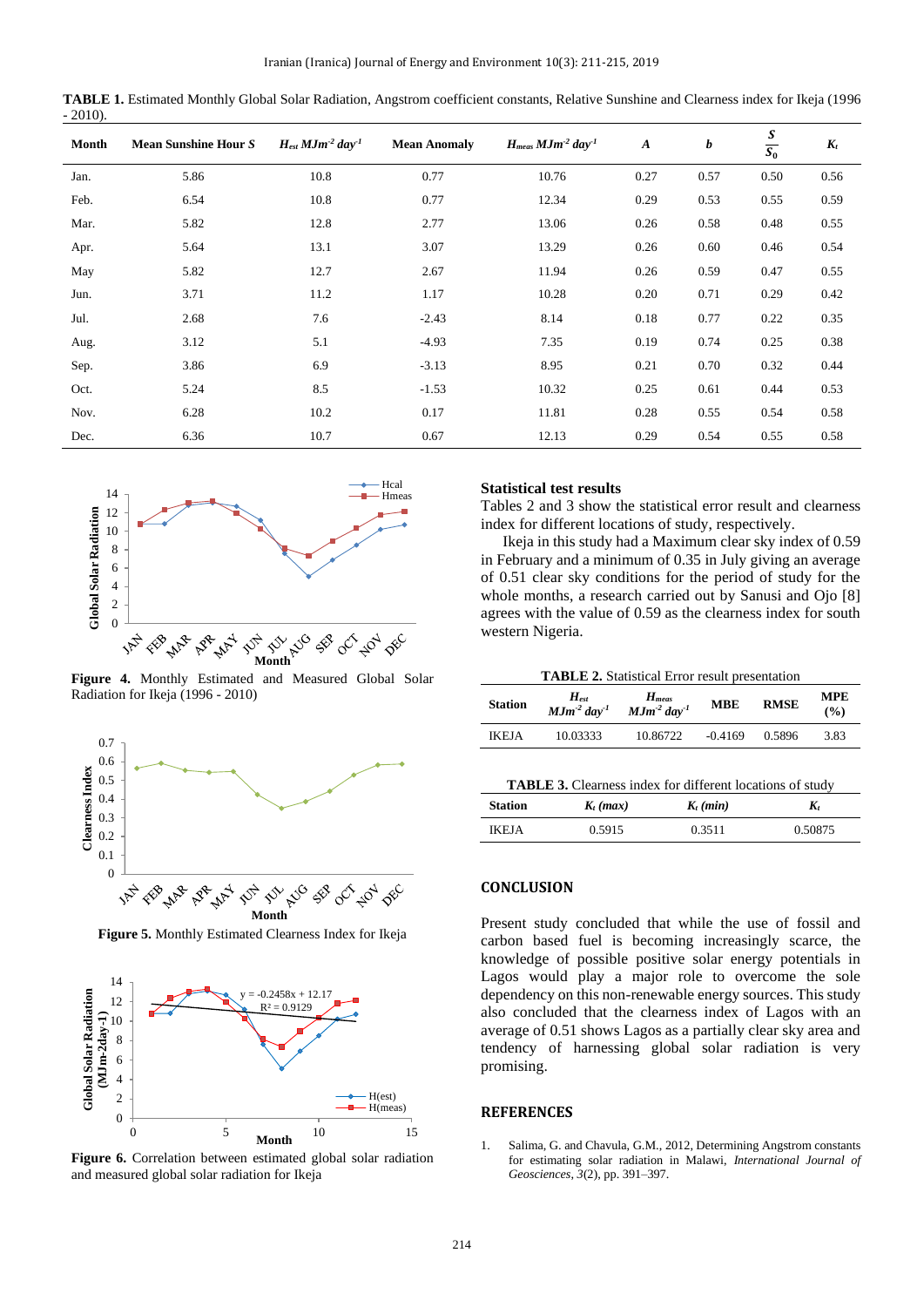**TABLE 1.** Estimated Monthly Global Solar Radiation, Angstrom coefficient constants, Relative Sunshine and Clearness index for Ikeja (1996 - 2010).

| Month | Mean Sunshine Hour *S* | $H_{est}$ $MJm^{-2}\,day^{-1}$ | Mean Anomaly | $H_{meas}$ $MJm^{-2}\,day^{-1}$ | *A* | *b* | $\frac{S}{S_0}$ | $K_t$ |
|---|---|---|---|---|---|---|---|---|
| Jan. | 5.86 | 10.8 | 0.77 | 10.76 | 0.27 | 0.57 | 0.50 | 0.56 |
| Feb. | 6.54 | 10.8 | 0.77 | 12.34 | 0.29 | 0.53 | 0.55 | 0.59 |
| Mar. | 5.82 | 12.8 | 2.77 | 13.06 | 0.26 | 0.58 | 0.48 | 0.55 |
| Apr. | 5.64 | 13.1 | 3.07 | 13.29 | 0.26 | 0.60 | 0.46 | 0.54 |
| May | 5.82 | 12.7 | 2.67 | 11.94 | 0.26 | 0.59 | 0.47 | 0.55 |
| Jun. | 3.71 | 11.2 | 1.17 | 10.28 | 0.20 | 0.71 | 0.29 | 0.42 |
| Jul. | 2.68 | 7.6 | -2.43 | 8.14 | 0.18 | 0.77 | 0.22 | 0.35 |
| Aug. | 3.12 | 5.1 | -4.93 | 7.35 | 0.19 | 0.74 | 0.25 | 0.38 |
| Sep. | 3.86 | 6.9 | -3.13 | 8.95 | 0.21 | 0.70 | 0.32 | 0.44 |
| Oct. | 5.24 | 8.5 | -1.53 | 10.32 | 0.25 | 0.61 | 0.44 | 0.53 |
| Nov. | 6.28 | 10.2 | 0.17 | 11.81 | 0.28 | 0.55 | 0.54 | 0.58 |
| Dec. | 6.36 | 10.7 | 0.67 | 12.13 | 0.29 | 0.54 | 0.55 | 0.58 |

**Figure 4.** Monthly Estimated and Measured Global Solar Radiation for Ikeja (1996 - 2010)

**Figure 5.** Monthly Estimated Clearness Index for Ikeja

**Figure 6.** Correlation between estimated global solar radiation and measured global solar radiation for Ikeja

**Statistical test results**

Tables 2 and 3 show the statistical error result and clearness index for different locations of study, respectively.

Ikeja in this study had a Maximum clear sky index of 0.59 in February and a minimum of 0.35 in July giving an average of 0.51 clear sky conditions for the period of study for the whole months, a research carried out by Sanusi and Ojo [8] agrees with the value of 0.59 as the clearness index for south western Nigeria.

**TABLE 2.** Statistical Error result presentation

| Station | $H_{est}$ $MJm^{-2}\,day^{-1}$ | $H_{meas}$ $MJm^{-2}\,day^{-1}$ | MBE | RMSE | MPE (%) |
|---|---|---|---|---|---|
| IKEJA | 10.03333 | 10.86722 | -0.4169 | 0.5896 | 3.83 |

**TABLE 3.** Clearness index for different locations of study

| Station | $K_t$ *(max)* | $K_t$ *(min)* | $K_t$ |
|---|---|---|---|
| IKEJA | 0.5915 | 0.3511 | 0.50875 |

## CONCLUSION

Present study concluded that while the use of fossil and carbon based fuel is becoming increasingly scarce, the knowledge of possible positive solar energy potentials in Lagos would play a major role to overcome the sole dependency on this non-renewable energy sources. This study also concluded that the clearness index of Lagos with an average of 0.51 shows Lagos as a partially clear sky area and tendency of harnessing global solar radiation is very promising.

## REFERENCES

1. Salima, G. and Chavula, G.M., 2012, Determining Angstrom constants for estimating solar radiation in Malawi, *International Journal of Geosciences*, *3*(2), pp. 391–397.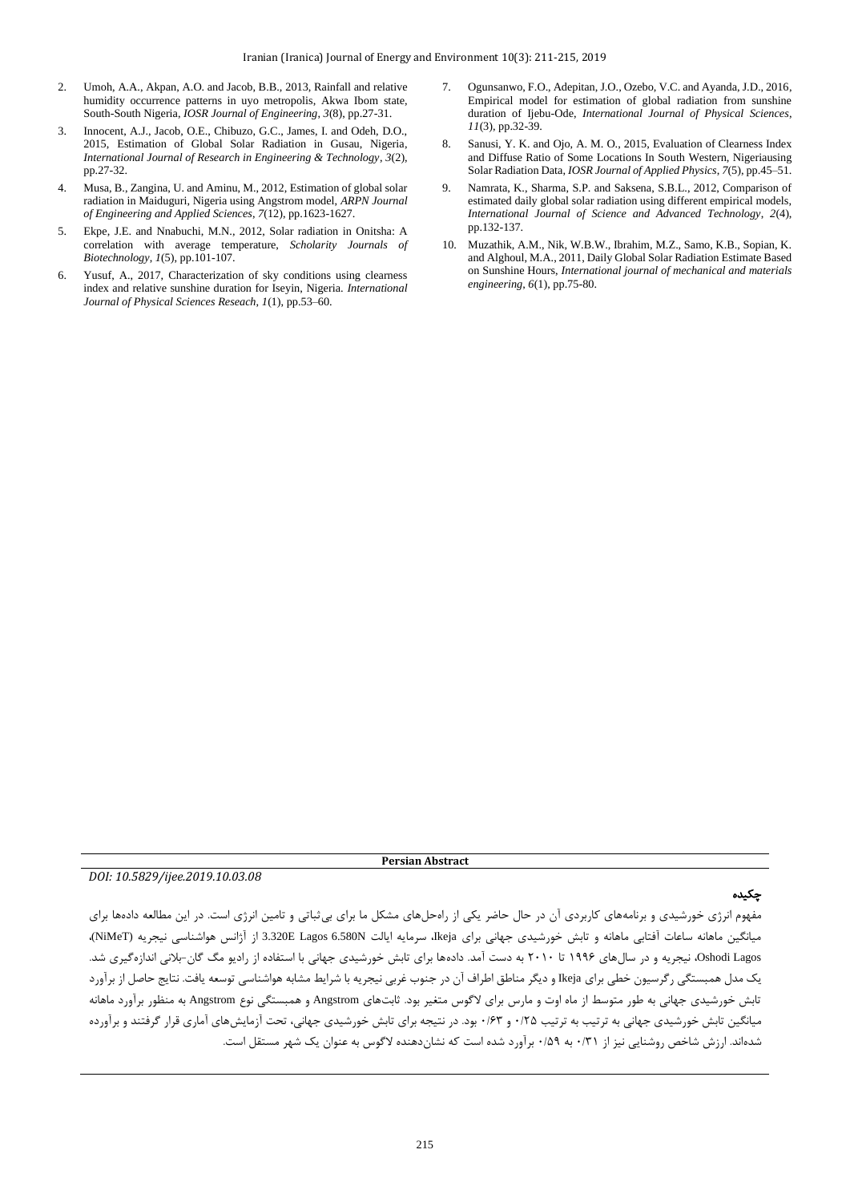2. Umoh, A.A., Akpan, A.O. and Jacob, B.B., 2013, Rainfall and relative humidity occurrence patterns in uyo metropolis, Akwa Ibom state, South-South Nigeria, *IOSR Journal of Engineering*, *3*(8), pp.27-31.
3. Innocent, A.J., Jacob, O.E., Chibuzo, G.C., James, I. and Odeh, D.O., 2015, Estimation of Global Solar Radiation in Gusau, Nigeria, *International Journal of Research in Engineering & Technology*, *3*(2), pp.27-32.
4. Musa, B., Zangina, U. and Aminu, M., 2012, Estimation of global solar radiation in Maiduguri, Nigeria using Angstrom model, *ARPN Journal of Engineering and Applied Sciences*, *7*(12), pp.1623-1627.
5. Ekpe, J.E. and Nnabuchi, M.N., 2012, Solar radiation in Onitsha: A correlation with average temperature, *Scholarity Journals of Biotechnology*, *1*(5), pp.101-107.
6. Yusuf, A., 2017, Characterization of sky conditions using clearness index and relative sunshine duration for Iseyin, Nigeria. *International Journal of Physical Sciences Reseach*, *1*(1), pp.53–60.
7. Ogunsanwo, F.O., Adepitan, J.O., Ozebo, V.C. and Ayanda, J.D., 2016, Empirical model for estimation of global radiation from sunshine duration of Ijebu-Ode, *International Journal of Physical Sciences*, *11*(3), pp.32-39.
8. Sanusi, Y. K. and Ojo, A. M. O., 2015, Evaluation of Clearness Index and Diffuse Ratio of Some Locations In South Western, Nigeriausing Solar Radiation Data, *IOSR Journal of Applied Physics*, *7*(5), pp.45–51.
9. Namrata, K., Sharma, S.P. and Saksena, S.B.L., 2012, Comparison of estimated daily global solar radiation using different empirical models, *International Journal of Science and Advanced Technology*, *2*(4), pp.132-137.
10. Muzathik, A.M., Nik, W.B.W., Ibrahim, M.Z., Samo, K.B., Sopian, K. and Alghoul, M.A., 2011, Daily Global Solar Radiation Estimate Based on Sunshine Hours, *International journal of mechanical and materials engineering*, *6*(1), pp.75-80.

**Persian Abstract**

*DOI: 10.5829/ijee.2019.10.03.08*

**چکیده**

مفهوم انرژی خورشیدی و برنامه‌های کاربردی آن در حال حاضر یکی از راه‌حل‌های مشکل ما برای بی‌ثباتی و تامین انرژی است. در این مطالعه داده‌ها برای میانگین ماهانه ساعات آفتابی ماهانه و تابش خورشیدی جهانی برای Ikeja، سرمایه ایالت 3.320E Lagos 6.580N از آژانس هواشناسی نیجریه (NiMeT)، Oshodi Lagos، نیجریه و در سال‌های ۱۹۹۶ تا ۲۰۱۰ به دست آمد. داده‌ها برای تابش خورشیدی جهانی با استفاده از رادیو مگ گان-بلانی اندازه‌گیری شد. یک مدل همبستگی رگرسیون خطی برای Ikeja و دیگر مناطق اطراف آن در جنوب غربی نیجریه با شرایط مشابه هواشناسی توسعه یافت. نتایج حاصل از برآورد تابش خورشیدی جهانی به طور متوسط از ماه اوت و مارس برای لاگوس متغیر بود. ثابت‌های Angstrom و همبستگی نوع Angstrom به منظور برآورد ماهانه میانگین تابش خورشیدی جهانی به ترتیب به ترتیب ۰/۲۵ و ۰/۶۳ بود. در نتیجه برای تابش خورشیدی جهانی، تحت آزمایش‌های آماری قرار گرفتند و برآورده شده‌اند. ارزش شاخص روشنایی نیز از ۰/۳۱ به ۰/۵۹ برآورد شده است که نشان‌دهنده لاگوس به عنوان یک شهر مستقل است.